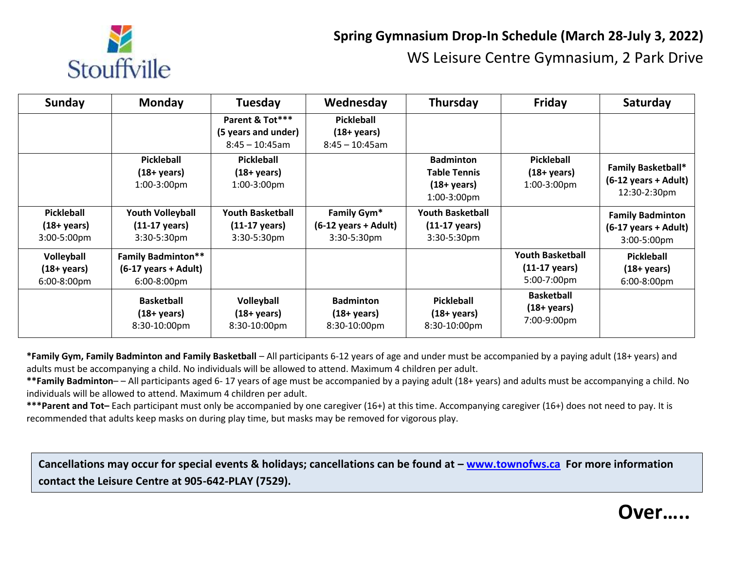# Spring Gymnasium Drop-In Schedule (March 28-July 3, 2022)

WS Leisure Centre Gymnasium, 2 Park Drive

| Sunday | Monday | Tuesday | Wednesday | Thursday | Friday | Saturday |
|---|---|---|---|---|---|---|
| | | **Parent & Tot*** (5 years and under)** 8:45 – 10:45am | **Pickleball (18+ years)** 8:45 – 10:45am | | | |
| | **Pickleball (18+ years)** 1:00-3:00pm | **Pickleball (18+ years)** 1:00-3:00pm | | **Badminton Table Tennis (18+ years)** 1:00-3:00pm | **Pickleball (18+ years)** 1:00-3:00pm | **Family Basketball* (6-12 years + Adult)** 12:30-2:30pm |
| **Pickleball (18+ years)** 3:00-5:00pm | **Youth Volleyball (11-17 years)** 3:30-5:30pm | **Youth Basketball (11-17 years)** 3:30-5:30pm | **Family Gym* (6-12 years + Adult)** 3:30-5:30pm | **Youth Basketball (11-17 years)** 3:30-5:30pm | | **Family Badminton (6-17 years + Adult)** 3:00-5:00pm |
| **Volleyball (18+ years)** 6:00-8:00pm | **Family Badminton** (6-17 years + Adult)** 6:00-8:00pm | | | | **Youth Basketball (11-17 years)** 5:00-7:00pm | **Pickleball (18+ years)** 6:00-8:00pm |
| | **Basketball (18+ years)** 8:30-10:00pm | **Volleyball (18+ years)** 8:30-10:00pm | **Badminton (18+ years)** 8:30-10:00pm | **Pickleball (18+ years)** 8:30-10:00pm | **Basketball (18+ years)** 7:00-9:00pm | |

***Family Gym, Family Badminton and Family Basketball** – All participants 6-12 years of age and under must be accompanied by a paying adult (18+ years) and adults must be accompanying a child. No individuals will be allowed to attend. Maximum 4 children per adult.

****Family Badminton**– – All participants aged 6- 17 years of age must be accompanied by a paying adult (18+ years) and adults must be accompanying a child. No individuals will be allowed to attend. Maximum 4 children per adult.

*****Parent and Tot–** Each participant must only be accompanied by one caregiver (16+) at this time. Accompanying caregiver (16+) does not need to pay. It is recommended that adults keep masks on during play time, but masks may be removed for vigorous play.

**Cancellations may occur for special events & holidays; cancellations can be found at – www.townofws.ca For more information contact the Leisure Centre at 905-642-PLAY (7529).**

**Over…..**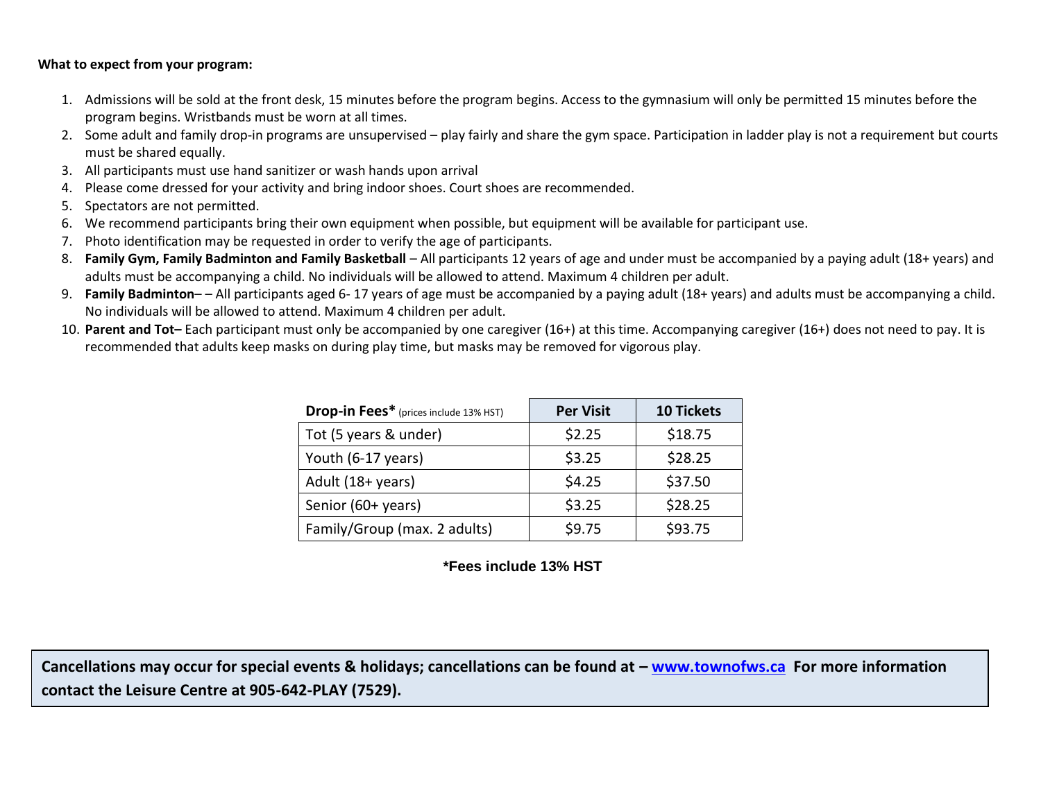**What to expect from your program:**

1. Admissions will be sold at the front desk, 15 minutes before the program begins. Access to the gymnasium will only be permitted 15 minutes before the program begins. Wristbands must be worn at all times.
2. Some adult and family drop-in programs are unsupervised – play fairly and share the gym space. Participation in ladder play is not a requirement but courts must be shared equally.
3. All participants must use hand sanitizer or wash hands upon arrival
4. Please come dressed for your activity and bring indoor shoes. Court shoes are recommended.
5. Spectators are not permitted.
6. We recommend participants bring their own equipment when possible, but equipment will be available for participant use.
7. Photo identification may be requested in order to verify the age of participants.
8. **Family Gym, Family Badminton and Family Basketball** – All participants 12 years of age and under must be accompanied by a paying adult (18+ years) and adults must be accompanying a child. No individuals will be allowed to attend. Maximum 4 children per adult.
9. **Family Badminton**– – All participants aged 6- 17 years of age must be accompanied by a paying adult (18+ years) and adults must be accompanying a child. No individuals will be allowed to attend. Maximum 4 children per adult.
10. **Parent and Tot–** Each participant must only be accompanied by one caregiver (16+) at this time. Accompanying caregiver (16+) does not need to pay. It is recommended that adults keep masks on during play time, but masks may be removed for vigorous play.

| **Drop-in Fees*** (prices include 13% HST) | **Per Visit** | **10 Tickets** |
|---|---|---|
| Tot (5 years & under) | $2.25 | $18.75 |
| Youth (6-17 years) | $3.25 | $28.25 |
| Adult (18+ years) | $4.25 | $37.50 |
| Senior (60+ years) | $3.25 | $28.25 |
| Family/Group (max. 2 adults) | $9.75 | $93.75 |

***Fees include 13% HST**

**Cancellations may occur for special events & holidays; cancellations can be found at – www.townofws.ca For more information contact the Leisure Centre at 905-642-PLAY (7529).**